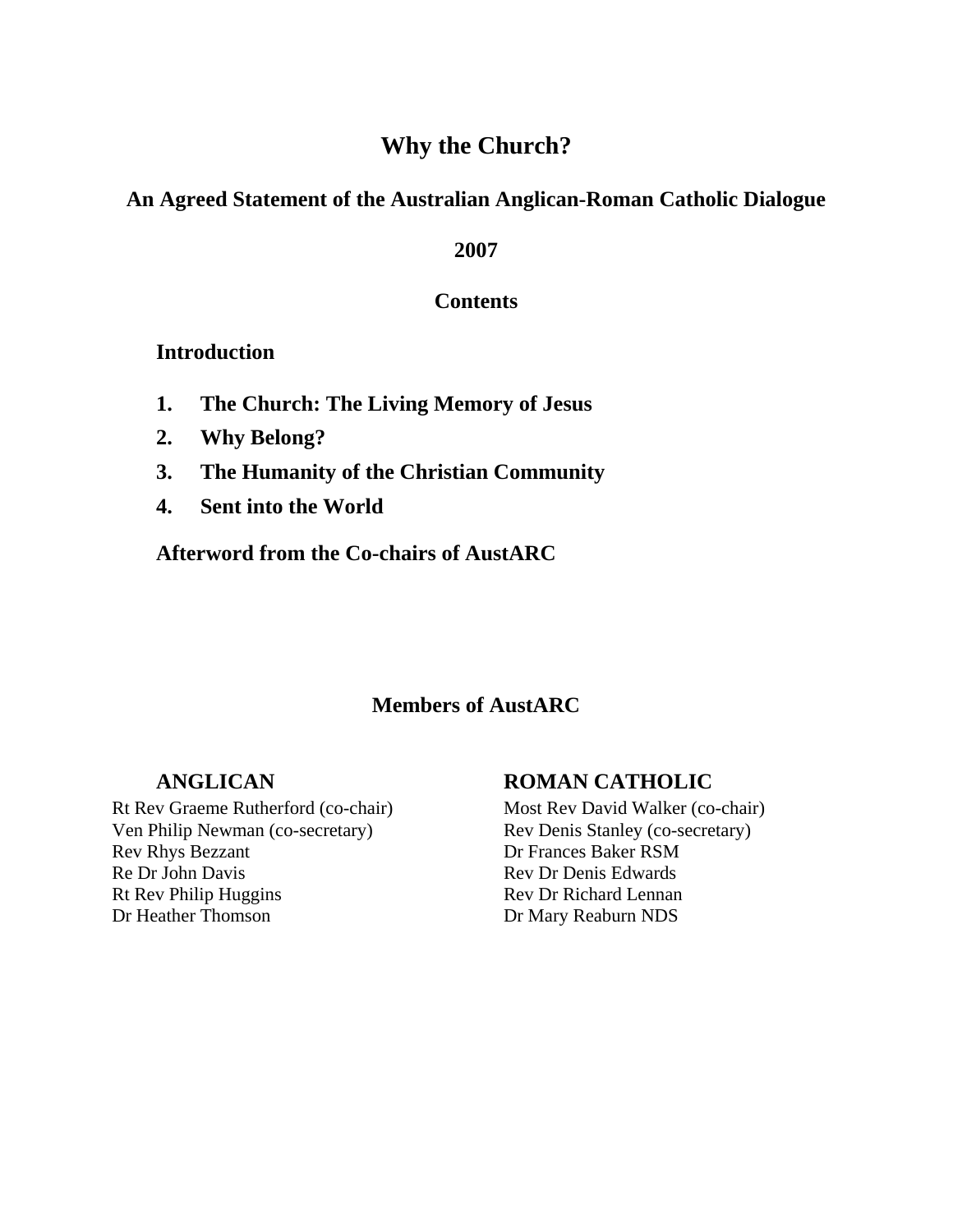# Why the Church?

## An Agreed Statement of the Australian Anglican-Roman Catholic Dialogue

**2007**

**Contents**

**Introduction**

1. **The Church: The Living Memory of Jesus**
2. **Why Belong?**
3. **The Humanity of the Christian Community**
4. **Sent into the World**

**Afterword from the Co-chairs of AustARC**

## Members of AustARC

| ANGLICAN | ROMAN CATHOLIC |
|---|---|
| Rt Rev Graeme Rutherford (co-chair) | Most Rev David Walker (co-chair) |
| Ven Philip Newman (co-secretary) | Rev Denis Stanley (co-secretary) |
| Rev Rhys Bezzant | Dr Frances Baker RSM |
| Re Dr John Davis | Rev Dr Denis Edwards |
| Rt Rev Philip Huggins | Rev Dr Richard Lennan |
| Dr Heather Thomson | Dr Mary Reaburn NDS |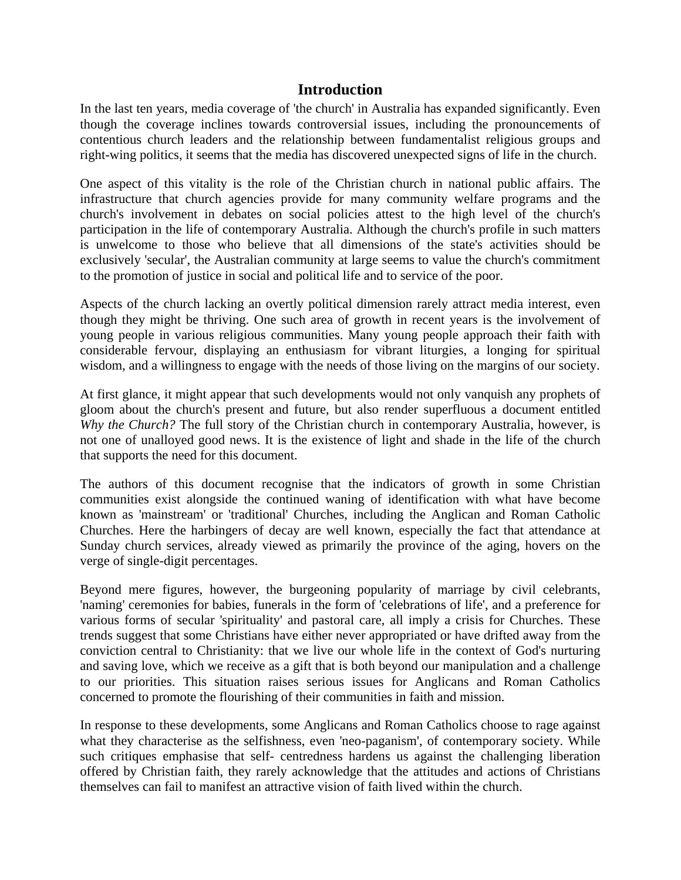# Introduction

In the last ten years, media coverage of 'the church' in Australia has expanded significantly. Even though the coverage inclines towards controversial issues, including the pronouncements of contentious church leaders and the relationship between fundamentalist religious groups and right-wing politics, it seems that the media has discovered unexpected signs of life in the church.

One aspect of this vitality is the role of the Christian church in national public affairs. The infrastructure that church agencies provide for many community welfare programs and the church's involvement in debates on social policies attest to the high level of the church's participation in the life of contemporary Australia. Although the church's profile in such matters is unwelcome to those who believe that all dimensions of the state's activities should be exclusively 'secular', the Australian community at large seems to value the church's commitment to the promotion of justice in social and political life and to service of the poor.

Aspects of the church lacking an overtly political dimension rarely attract media interest, even though they might be thriving. One such area of growth in recent years is the involvement of young people in various religious communities. Many young people approach their faith with considerable fervour, displaying an enthusiasm for vibrant liturgies, a longing for spiritual wisdom, and a willingness to engage with the needs of those living on the margins of our society.

At first glance, it might appear that such developments would not only vanquish any prophets of gloom about the church's present and future, but also render superfluous a document entitled *Why the Church?* The full story of the Christian church in contemporary Australia, however, is not one of unalloyed good news. It is the existence of light and shade in the life of the church that supports the need for this document.

The authors of this document recognise that the indicators of growth in some Christian communities exist alongside the continued waning of identification with what have become known as 'mainstream' or 'traditional' Churches, including the Anglican and Roman Catholic Churches. Here the harbingers of decay are well known, especially the fact that attendance at Sunday church services, already viewed as primarily the province of the aging, hovers on the verge of single-digit percentages.

Beyond mere figures, however, the burgeoning popularity of marriage by civil celebrants, 'naming' ceremonies for babies, funerals in the form of 'celebrations of life', and a preference for various forms of secular 'spirituality' and pastoral care, all imply a crisis for Churches. These trends suggest that some Christians have either never appropriated or have drifted away from the conviction central to Christianity: that we live our whole life in the context of God's nurturing and saving love, which we receive as a gift that is both beyond our manipulation and a challenge to our priorities. This situation raises serious issues for Anglicans and Roman Catholics concerned to promote the flourishing of their communities in faith and mission.

In response to these developments, some Anglicans and Roman Catholics choose to rage against what they characterise as the selfishness, even 'neo-paganism', of contemporary society. While such critiques emphasise that self- centredness hardens us against the challenging liberation offered by Christian faith, they rarely acknowledge that the attitudes and actions of Christians themselves can fail to manifest an attractive vision of faith lived within the church.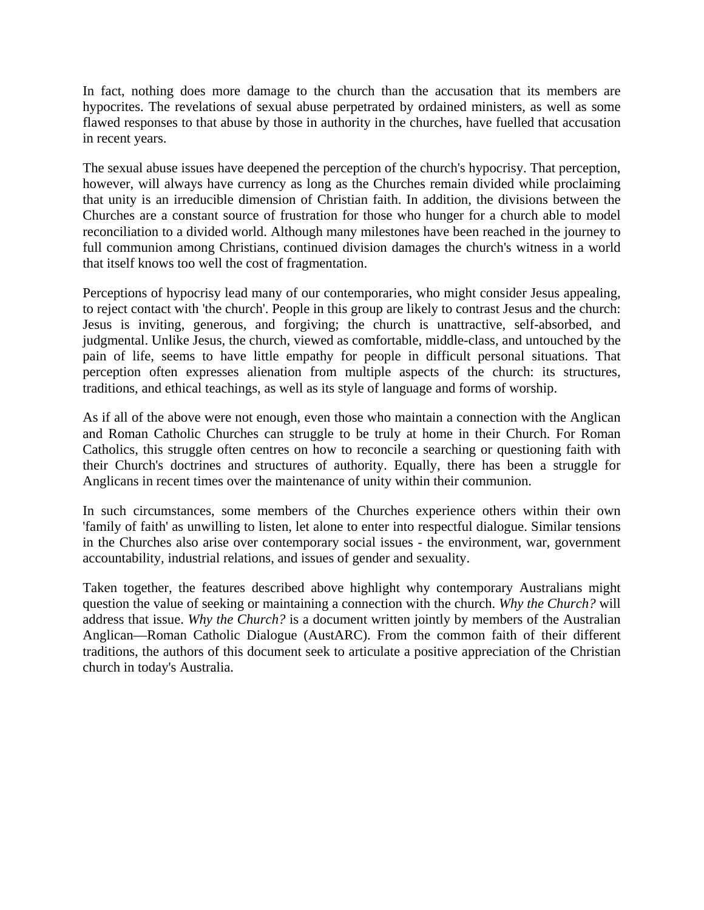In fact, nothing does more damage to the church than the accusation that its members are hypocrites. The revelations of sexual abuse perpetrated by ordained ministers, as well as some flawed responses to that abuse by those in authority in the churches, have fuelled that accusation in recent years.

The sexual abuse issues have deepened the perception of the church's hypocrisy. That perception, however, will always have currency as long as the Churches remain divided while proclaiming that unity is an irreducible dimension of Christian faith. In addition, the divisions between the Churches are a constant source of frustration for those who hunger for a church able to model reconciliation to a divided world. Although many milestones have been reached in the journey to full communion among Christians, continued division damages the church's witness in a world that itself knows too well the cost of fragmentation.

Perceptions of hypocrisy lead many of our contemporaries, who might consider Jesus appealing, to reject contact with 'the church'. People in this group are likely to contrast Jesus and the church: Jesus is inviting, generous, and forgiving; the church is unattractive, self-absorbed, and judgmental. Unlike Jesus, the church, viewed as comfortable, middle-class, and untouched by the pain of life, seems to have little empathy for people in difficult personal situations. That perception often expresses alienation from multiple aspects of the church: its structures, traditions, and ethical teachings, as well as its style of language and forms of worship.

As if all of the above were not enough, even those who maintain a connection with the Anglican and Roman Catholic Churches can struggle to be truly at home in their Church. For Roman Catholics, this struggle often centres on how to reconcile a searching or questioning faith with their Church's doctrines and structures of authority. Equally, there has been a struggle for Anglicans in recent times over the maintenance of unity within their communion.

In such circumstances, some members of the Churches experience others within their own 'family of faith' as unwilling to listen, let alone to enter into respectful dialogue. Similar tensions in the Churches also arise over contemporary social issues - the environment, war, government accountability, industrial relations, and issues of gender and sexuality.

Taken together, the features described above highlight why contemporary Australians might question the value of seeking or maintaining a connection with the church. *Why the Church?* will address that issue. *Why the Church?* is a document written jointly by members of the Australian Anglican—Roman Catholic Dialogue (AustARC). From the common faith of their different traditions, the authors of this document seek to articulate a positive appreciation of the Christian church in today's Australia.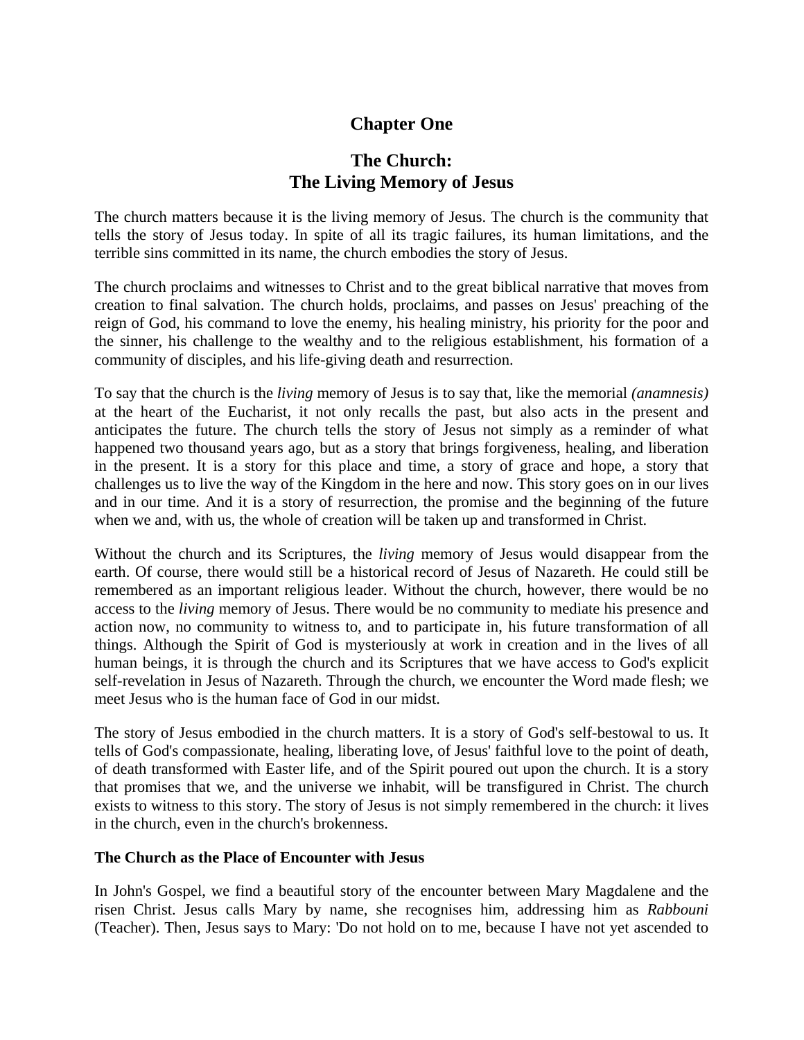# Chapter One

# The Church: The Living Memory of Jesus

The church matters because it is the living memory of Jesus. The church is the community that tells the story of Jesus today. In spite of all its tragic failures, its human limitations, and the terrible sins committed in its name, the church embodies the story of Jesus.

The church proclaims and witnesses to Christ and to the great biblical narrative that moves from creation to final salvation. The church holds, proclaims, and passes on Jesus' preaching of the reign of God, his command to love the enemy, his healing ministry, his priority for the poor and the sinner, his challenge to the wealthy and to the religious establishment, his formation of a community of disciples, and his life-giving death and resurrection.

To say that the church is the *living* memory of Jesus is to say that, like the memorial *(anamnesis)* at the heart of the Eucharist, it not only recalls the past, but also acts in the present and anticipates the future. The church tells the story of Jesus not simply as a reminder of what happened two thousand years ago, but as a story that brings forgiveness, healing, and liberation in the present. It is a story for this place and time, a story of grace and hope, a story that challenges us to live the way of the Kingdom in the here and now. This story goes on in our lives and in our time. And it is a story of resurrection, the promise and the beginning of the future when we and, with us, the whole of creation will be taken up and transformed in Christ.

Without the church and its Scriptures, the *living* memory of Jesus would disappear from the earth. Of course, there would still be a historical record of Jesus of Nazareth. He could still be remembered as an important religious leader. Without the church, however, there would be no access to the *living* memory of Jesus. There would be no community to mediate his presence and action now, no community to witness to, and to participate in, his future transformation of all things. Although the Spirit of God is mysteriously at work in creation and in the lives of all human beings, it is through the church and its Scriptures that we have access to God's explicit self-revelation in Jesus of Nazareth. Through the church, we encounter the Word made flesh; we meet Jesus who is the human face of God in our midst.

The story of Jesus embodied in the church matters. It is a story of God's self-bestowal to us. It tells of God's compassionate, healing, liberating love, of Jesus' faithful love to the point of death, of death transformed with Easter life, and of the Spirit poured out upon the church. It is a story that promises that we, and the universe we inhabit, will be transfigured in Christ. The church exists to witness to this story. The story of Jesus is not simply remembered in the church: it lives in the church, even in the church's brokenness.

**The Church as the Place of Encounter with Jesus**

In John's Gospel, we find a beautiful story of the encounter between Mary Magdalene and the risen Christ. Jesus calls Mary by name, she recognises him, addressing him as *Rabbouni* (Teacher). Then, Jesus says to Mary: 'Do not hold on to me, because I have not yet ascended to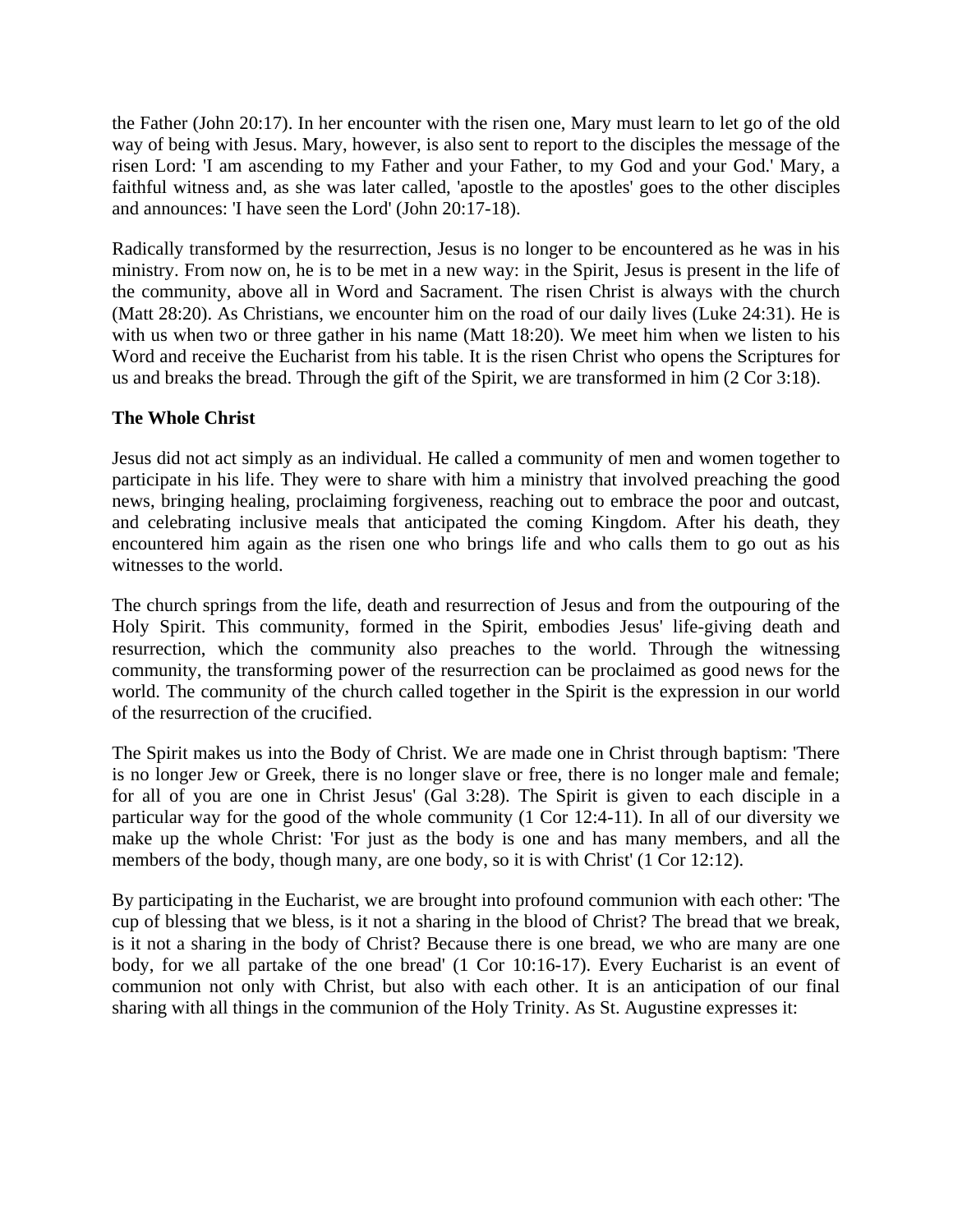the Father (John 20:17). In her encounter with the risen one, Mary must learn to let go of the old way of being with Jesus. Mary, however, is also sent to report to the disciples the message of the risen Lord: 'I am ascending to my Father and your Father, to my God and your God.' Mary, a faithful witness and, as she was later called, 'apostle to the apostles' goes to the other disciples and announces: 'I have seen the Lord' (John 20:17-18).

Radically transformed by the resurrection, Jesus is no longer to be encountered as he was in his ministry. From now on, he is to be met in a new way: in the Spirit, Jesus is present in the life of the community, above all in Word and Sacrament. The risen Christ is always with the church (Matt 28:20). As Christians, we encounter him on the road of our daily lives (Luke 24:31). He is with us when two or three gather in his name (Matt 18:20). We meet him when we listen to his Word and receive the Eucharist from his table. It is the risen Christ who opens the Scriptures for us and breaks the bread. Through the gift of the Spirit, we are transformed in him (2 Cor 3:18).

**The Whole Christ**

Jesus did not act simply as an individual. He called a community of men and women together to participate in his life. They were to share with him a ministry that involved preaching the good news, bringing healing, proclaiming forgiveness, reaching out to embrace the poor and outcast, and celebrating inclusive meals that anticipated the coming Kingdom. After his death, they encountered him again as the risen one who brings life and who calls them to go out as his witnesses to the world.

The church springs from the life, death and resurrection of Jesus and from the outpouring of the Holy Spirit. This community, formed in the Spirit, embodies Jesus' life-giving death and resurrection, which the community also preaches to the world. Through the witnessing community, the transforming power of the resurrection can be proclaimed as good news for the world. The community of the church called together in the Spirit is the expression in our world of the resurrection of the crucified.

The Spirit makes us into the Body of Christ. We are made one in Christ through baptism: 'There is no longer Jew or Greek, there is no longer slave or free, there is no longer male and female; for all of you are one in Christ Jesus' (Gal 3:28). The Spirit is given to each disciple in a particular way for the good of the whole community (1 Cor 12:4-11). In all of our diversity we make up the whole Christ: 'For just as the body is one and has many members, and all the members of the body, though many, are one body, so it is with Christ' (1 Cor 12:12).

By participating in the Eucharist, we are brought into profound communion with each other: 'The cup of blessing that we bless, is it not a sharing in the blood of Christ? The bread that we break, is it not a sharing in the body of Christ? Because there is one bread, we who are many are one body, for we all partake of the one bread' (1 Cor 10:16-17). Every Eucharist is an event of communion not only with Christ, but also with each other. It is an anticipation of our final sharing with all things in the communion of the Holy Trinity. As St. Augustine expresses it: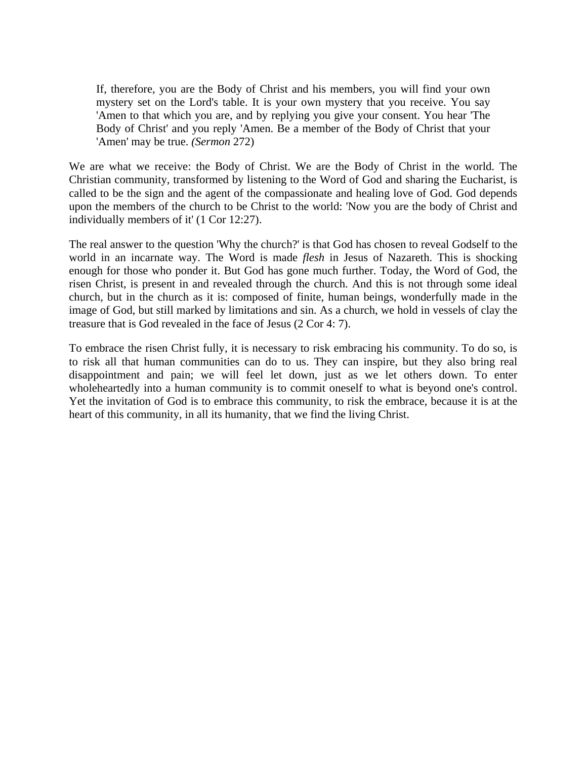> If, therefore, you are the Body of Christ and his members, you will find your own mystery set on the Lord's table. It is your own mystery that you receive. You say 'Amen to that which you are, and by replying you give your consent. You hear 'The Body of Christ' and you reply 'Amen. Be a member of the Body of Christ that your 'Amen' may be true. *(Sermon* 272)

We are what we receive: the Body of Christ. We are the Body of Christ in the world. The Christian community, transformed by listening to the Word of God and sharing the Eucharist, is called to be the sign and the agent of the compassionate and healing love of God. God depends upon the members of the church to be Christ to the world: 'Now you are the body of Christ and individually members of it' (1 Cor 12:27).

The real answer to the question 'Why the church?' is that God has chosen to reveal Godself to the world in an incarnate way. The Word is made *flesh* in Jesus of Nazareth. This is shocking enough for those who ponder it. But God has gone much further. Today, the Word of God, the risen Christ, is present in and revealed through the church. And this is not through some ideal church, but in the church as it is: composed of finite, human beings, wonderfully made in the image of God, but still marked by limitations and sin. As a church, we hold in vessels of clay the treasure that is God revealed in the face of Jesus (2 Cor 4: 7).

To embrace the risen Christ fully, it is necessary to risk embracing his community. To do so, is to risk all that human communities can do to us. They can inspire, but they also bring real disappointment and pain; we will feel let down, just as we let others down. To enter wholeheartedly into a human community is to commit oneself to what is beyond one's control. Yet the invitation of God is to embrace this community, to risk the embrace, because it is at the heart of this community, in all its humanity, that we find the living Christ.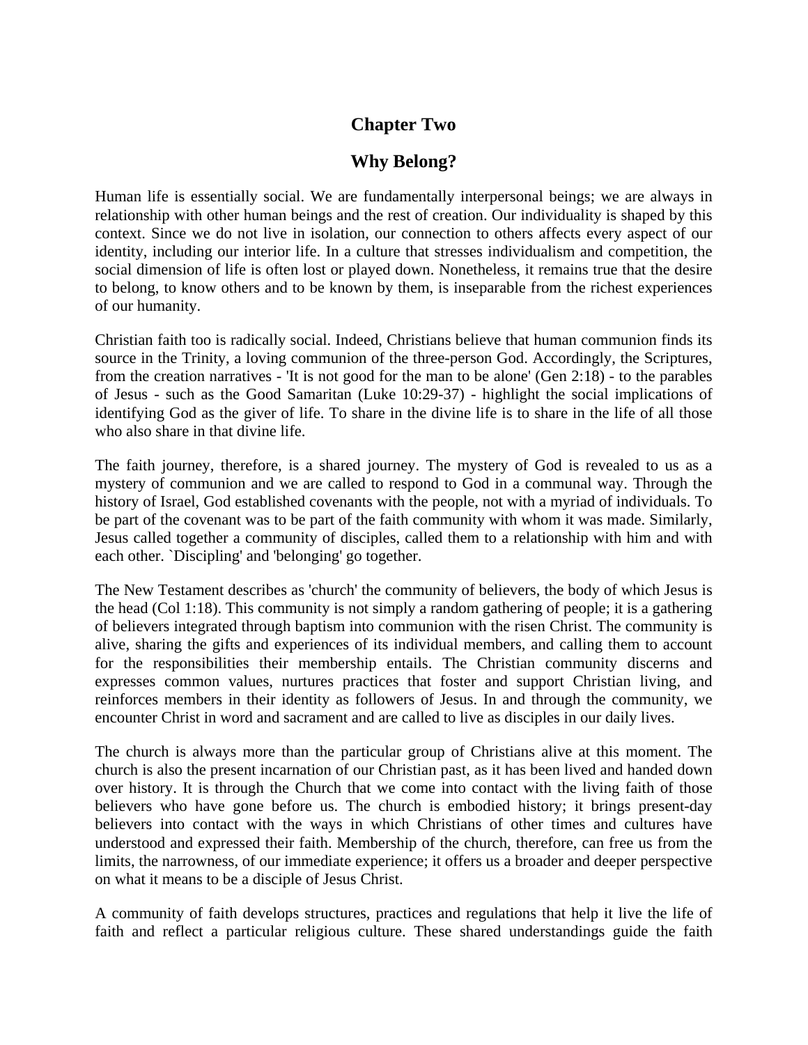# Chapter Two

## Why Belong?

Human life is essentially social. We are fundamentally interpersonal beings; we are always in relationship with other human beings and the rest of creation. Our individuality is shaped by this context. Since we do not live in isolation, our connection to others affects every aspect of our identity, including our interior life. In a culture that stresses individualism and competition, the social dimension of life is often lost or played down. Nonetheless, it remains true that the desire to belong, to know others and to be known by them, is inseparable from the richest experiences of our humanity.

Christian faith too is radically social. Indeed, Christians believe that human communion finds its source in the Trinity, a loving communion of the three-person God. Accordingly, the Scriptures, from the creation narratives - 'It is not good for the man to be alone' (Gen 2:18) - to the parables of Jesus - such as the Good Samaritan (Luke 10:29-37) - highlight the social implications of identifying God as the giver of life. To share in the divine life is to share in the life of all those who also share in that divine life.

The faith journey, therefore, is a shared journey. The mystery of God is revealed to us as a mystery of communion and we are called to respond to God in a communal way. Through the history of Israel, God established covenants with the people, not with a myriad of individuals. To be part of the covenant was to be part of the faith community with whom it was made. Similarly, Jesus called together a community of disciples, called them to a relationship with him and with each other. `Discipling' and 'belonging' go together.

The New Testament describes as 'church' the community of believers, the body of which Jesus is the head (Col 1:18). This community is not simply a random gathering of people; it is a gathering of believers integrated through baptism into communion with the risen Christ. The community is alive, sharing the gifts and experiences of its individual members, and calling them to account for the responsibilities their membership entails. The Christian community discerns and expresses common values, nurtures practices that foster and support Christian living, and reinforces members in their identity as followers of Jesus. In and through the community, we encounter Christ in word and sacrament and are called to live as disciples in our daily lives.

The church is always more than the particular group of Christians alive at this moment. The church is also the present incarnation of our Christian past, as it has been lived and handed down over history. It is through the Church that we come into contact with the living faith of those believers who have gone before us. The church is embodied history; it brings present-day believers into contact with the ways in which Christians of other times and cultures have understood and expressed their faith. Membership of the church, therefore, can free us from the limits, the narrowness, of our immediate experience; it offers us a broader and deeper perspective on what it means to be a disciple of Jesus Christ.

A community of faith develops structures, practices and regulations that help it live the life of faith and reflect a particular religious culture. These shared understandings guide the faith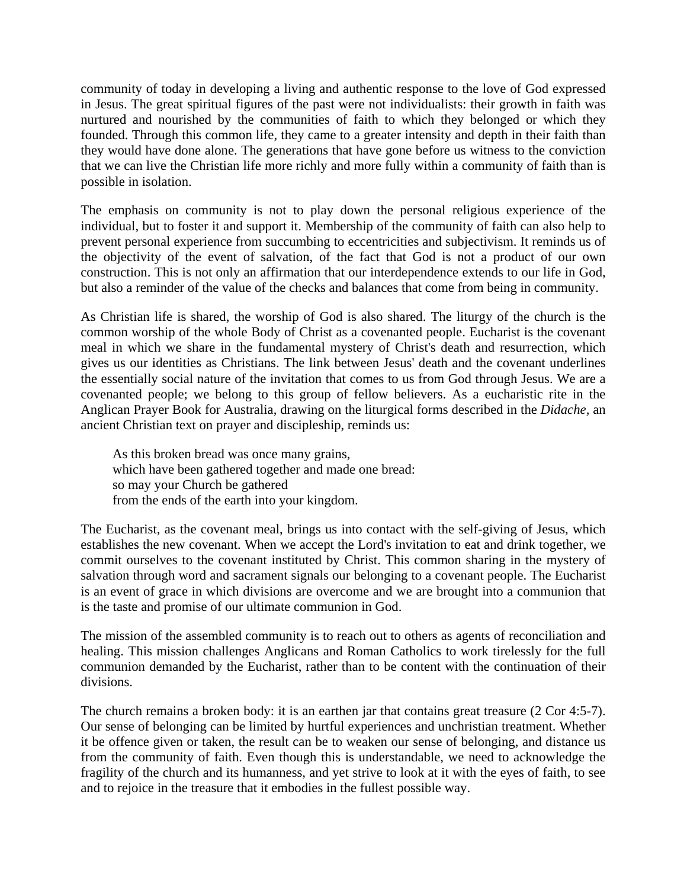community of today in developing a living and authentic response to the love of God expressed in Jesus. The great spiritual figures of the past were not individualists: their growth in faith was nurtured and nourished by the communities of faith to which they belonged or which they founded. Through this common life, they came to a greater intensity and depth in their faith than they would have done alone. The generations that have gone before us witness to the conviction that we can live the Christian life more richly and more fully within a community of faith than is possible in isolation.

The emphasis on community is not to play down the personal religious experience of the individual, but to foster it and support it. Membership of the community of faith can also help to prevent personal experience from succumbing to eccentricities and subjectivism. It reminds us of the objectivity of the event of salvation, of the fact that God is not a product of our own construction. This is not only an affirmation that our interdependence extends to our life in God, but also a reminder of the value of the checks and balances that come from being in community.

As Christian life is shared, the worship of God is also shared. The liturgy of the church is the common worship of the whole Body of Christ as a covenanted people. Eucharist is the covenant meal in which we share in the fundamental mystery of Christ's death and resurrection, which gives us our identities as Christians. The link between Jesus' death and the covenant underlines the essentially social nature of the invitation that comes to us from God through Jesus. We are a covenanted people; we belong to this group of fellow believers. As a eucharistic rite in the Anglican Prayer Book for Australia, drawing on the liturgical forms described in the *Didache*, an ancient Christian text on prayer and discipleship, reminds us:

> As this broken bread was once many grains,
> which have been gathered together and made one bread:
> so may your Church be gathered
> from the ends of the earth into your kingdom.

The Eucharist, as the covenant meal, brings us into contact with the self-giving of Jesus, which establishes the new covenant. When we accept the Lord's invitation to eat and drink together, we commit ourselves to the covenant instituted by Christ. This common sharing in the mystery of salvation through word and sacrament signals our belonging to a covenant people. The Eucharist is an event of grace in which divisions are overcome and we are brought into a communion that is the taste and promise of our ultimate communion in God.

The mission of the assembled community is to reach out to others as agents of reconciliation and healing. This mission challenges Anglicans and Roman Catholics to work tirelessly for the full communion demanded by the Eucharist, rather than to be content with the continuation of their divisions.

The church remains a broken body: it is an earthen jar that contains great treasure (2 Cor 4:5-7). Our sense of belonging can be limited by hurtful experiences and unchristian treatment. Whether it be offence given or taken, the result can be to weaken our sense of belonging, and distance us from the community of faith. Even though this is understandable, we need to acknowledge the fragility of the church and its humanness, and yet strive to look at it with the eyes of faith, to see and to rejoice in the treasure that it embodies in the fullest possible way.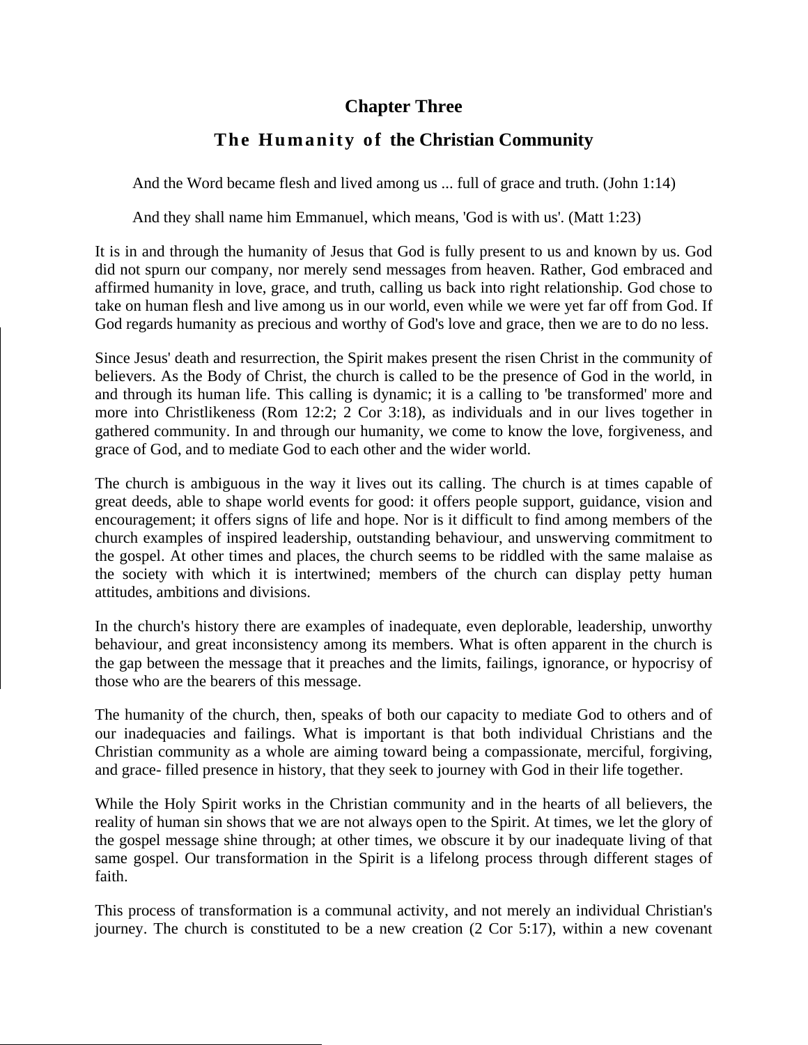# Chapter Three

## The Humanity of the Christian Community

> And the Word became flesh and lived among us ... full of grace and truth. (John 1:14)
>
> And they shall name him Emmanuel, which means, 'God is with us'. (Matt 1:23)

It is in and through the humanity of Jesus that God is fully present to us and known by us. God did not spurn our company, nor merely send messages from heaven. Rather, God embraced and affirmed humanity in love, grace, and truth, calling us back into right relationship. God chose to take on human flesh and live among us in our world, even while we were yet far off from God. If God regards humanity as precious and worthy of God's love and grace, then we are to do no less.

Since Jesus' death and resurrection, the Spirit makes present the risen Christ in the community of believers. As the Body of Christ, the church is called to be the presence of God in the world, in and through its human life. This calling is dynamic; it is a calling to 'be transformed' more and more into Christlikeness (Rom 12:2; 2 Cor 3:18), as individuals and in our lives together in gathered community. In and through our humanity, we come to know the love, forgiveness, and grace of God, and to mediate God to each other and the wider world.

The church is ambiguous in the way it lives out its calling. The church is at times capable of great deeds, able to shape world events for good: it offers people support, guidance, vision and encouragement; it offers signs of life and hope. Nor is it difficult to find among members of the church examples of inspired leadership, outstanding behaviour, and unswerving commitment to the gospel. At other times and places, the church seems to be riddled with the same malaise as the society with which it is intertwined; members of the church can display petty human attitudes, ambitions and divisions.

In the church's history there are examples of inadequate, even deplorable, leadership, unworthy behaviour, and great inconsistency among its members. What is often apparent in the church is the gap between the message that it preaches and the limits, failings, ignorance, or hypocrisy of those who are the bearers of this message.

The humanity of the church, then, speaks of both our capacity to mediate God to others and of our inadequacies and failings. What is important is that both individual Christians and the Christian community as a whole are aiming toward being a compassionate, merciful, forgiving, and grace- filled presence in history, that they seek to journey with God in their life together.

While the Holy Spirit works in the Christian community and in the hearts of all believers, the reality of human sin shows that we are not always open to the Spirit. At times, we let the glory of the gospel message shine through; at other times, we obscure it by our inadequate living of that same gospel. Our transformation in the Spirit is a lifelong process through different stages of faith.

This process of transformation is a communal activity, and not merely an individual Christian's journey. The church is constituted to be a new creation (2 Cor 5:17), within a new covenant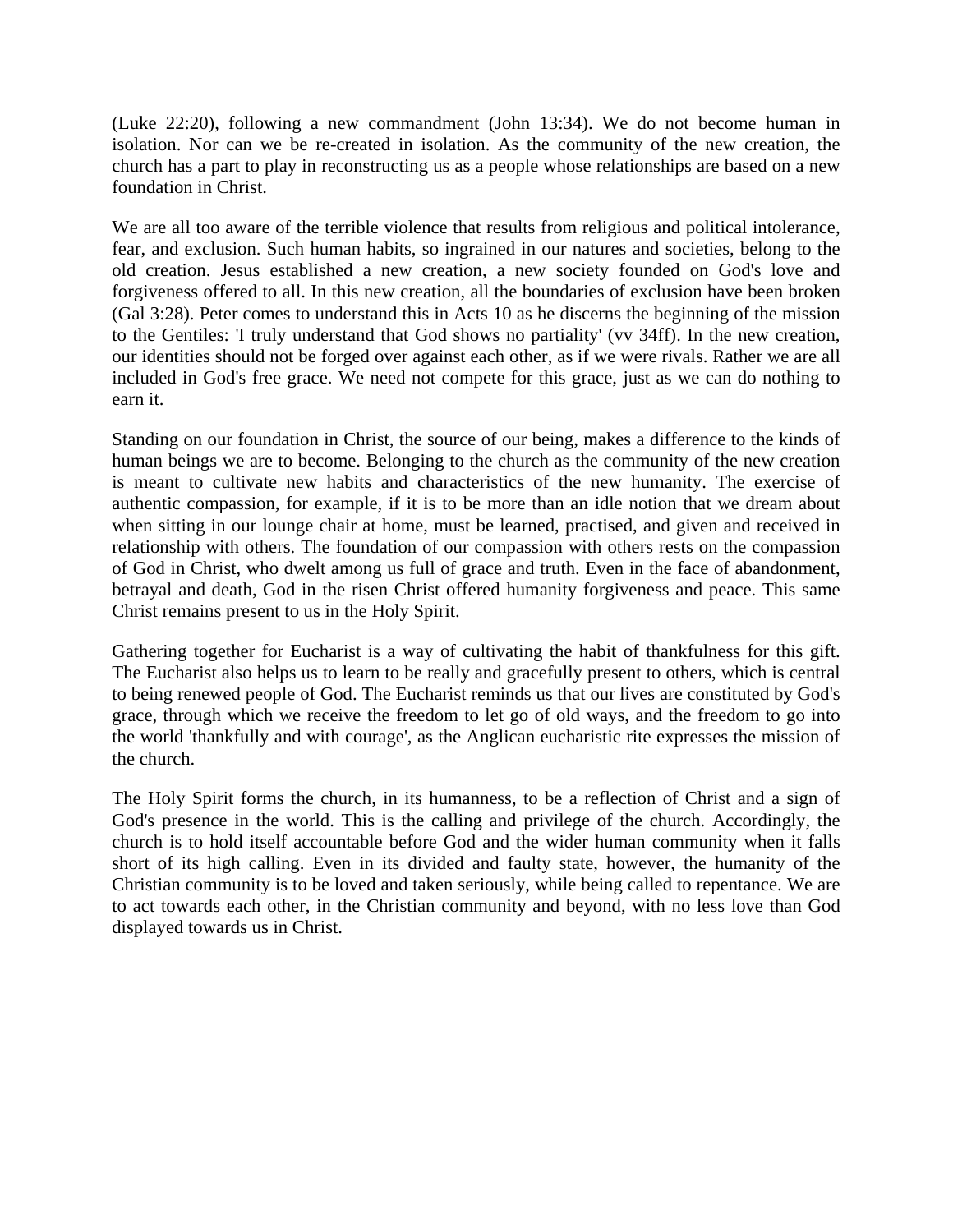(Luke 22:20), following a new commandment (John 13:34). We do not become human in isolation. Nor can we be re-created in isolation. As the community of the new creation, the church has a part to play in reconstructing us as a people whose relationships are based on a new foundation in Christ.

We are all too aware of the terrible violence that results from religious and political intolerance, fear, and exclusion. Such human habits, so ingrained in our natures and societies, belong to the old creation. Jesus established a new creation, a new society founded on God's love and forgiveness offered to all. In this new creation, all the boundaries of exclusion have been broken (Gal 3:28). Peter comes to understand this in Acts 10 as he discerns the beginning of the mission to the Gentiles: 'I truly understand that God shows no partiality' (vv 34ff). In the new creation, our identities should not be forged over against each other, as if we were rivals. Rather we are all included in God's free grace. We need not compete for this grace, just as we can do nothing to earn it.

Standing on our foundation in Christ, the source of our being, makes a difference to the kinds of human beings we are to become. Belonging to the church as the community of the new creation is meant to cultivate new habits and characteristics of the new humanity. The exercise of authentic compassion, for example, if it is to be more than an idle notion that we dream about when sitting in our lounge chair at home, must be learned, practised, and given and received in relationship with others. The foundation of our compassion with others rests on the compassion of God in Christ, who dwelt among us full of grace and truth. Even in the face of abandonment, betrayal and death, God in the risen Christ offered humanity forgiveness and peace. This same Christ remains present to us in the Holy Spirit.

Gathering together for Eucharist is a way of cultivating the habit of thankfulness for this gift. The Eucharist also helps us to learn to be really and gracefully present to others, which is central to being renewed people of God. The Eucharist reminds us that our lives are constituted by God's grace, through which we receive the freedom to let go of old ways, and the freedom to go into the world 'thankfully and with courage', as the Anglican eucharistic rite expresses the mission of the church.

The Holy Spirit forms the church, in its humanness, to be a reflection of Christ and a sign of God's presence in the world. This is the calling and privilege of the church. Accordingly, the church is to hold itself accountable before God and the wider human community when it falls short of its high calling. Even in its divided and faulty state, however, the humanity of the Christian community is to be loved and taken seriously, while being called to repentance. We are to act towards each other, in the Christian community and beyond, with no less love than God displayed towards us in Christ.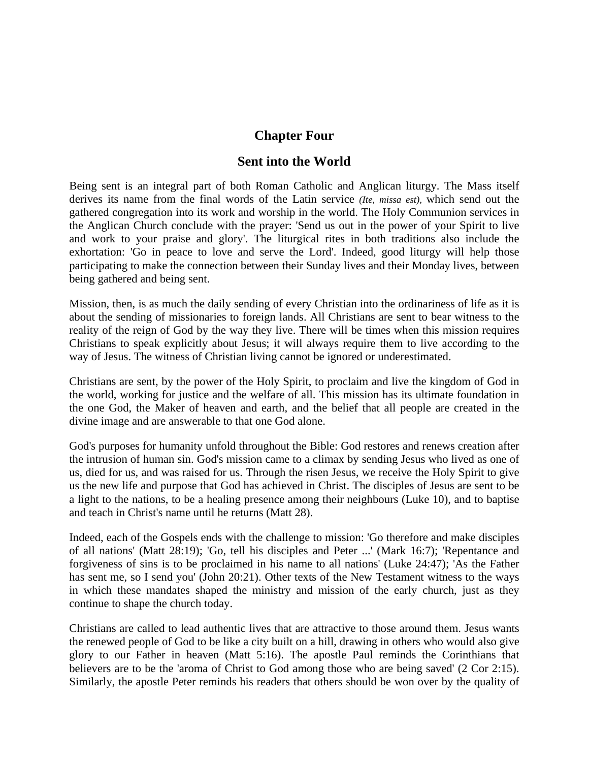# Chapter Four

## Sent into the World

Being sent is an integral part of both Roman Catholic and Anglican liturgy. The Mass itself derives its name from the final words of the Latin service *(Ite, missa est),* which send out the gathered congregation into its work and worship in the world. The Holy Communion services in the Anglican Church conclude with the prayer: 'Send us out in the power of your Spirit to live and work to your praise and glory'. The liturgical rites in both traditions also include the exhortation: 'Go in peace to love and serve the Lord'. Indeed, good liturgy will help those participating to make the connection between their Sunday lives and their Monday lives, between being gathered and being sent.

Mission, then, is as much the daily sending of every Christian into the ordinariness of life as it is about the sending of missionaries to foreign lands. All Christians are sent to bear witness to the reality of the reign of God by the way they live. There will be times when this mission requires Christians to speak explicitly about Jesus; it will always require them to live according to the way of Jesus. The witness of Christian living cannot be ignored or underestimated.

Christians are sent, by the power of the Holy Spirit, to proclaim and live the kingdom of God in the world, working for justice and the welfare of all. This mission has its ultimate foundation in the one God, the Maker of heaven and earth, and the belief that all people are created in the divine image and are answerable to that one God alone.

God's purposes for humanity unfold throughout the Bible: God restores and renews creation after the intrusion of human sin. God's mission came to a climax by sending Jesus who lived as one of us, died for us, and was raised for us. Through the risen Jesus, we receive the Holy Spirit to give us the new life and purpose that God has achieved in Christ. The disciples of Jesus are sent to be a light to the nations, to be a healing presence among their neighbours (Luke 10), and to baptise and teach in Christ's name until he returns (Matt 28).

Indeed, each of the Gospels ends with the challenge to mission: 'Go therefore and make disciples of all nations' (Matt 28:19); 'Go, tell his disciples and Peter ...' (Mark 16:7); 'Repentance and forgiveness of sins is to be proclaimed in his name to all nations' (Luke 24:47); 'As the Father has sent me, so I send you' (John 20:21). Other texts of the New Testament witness to the ways in which these mandates shaped the ministry and mission of the early church, just as they continue to shape the church today.

Christians are called to lead authentic lives that are attractive to those around them. Jesus wants the renewed people of God to be like a city built on a hill, drawing in others who would also give glory to our Father in heaven (Matt 5:16). The apostle Paul reminds the Corinthians that believers are to be the 'aroma of Christ to God among those who are being saved' (2 Cor 2:15). Similarly, the apostle Peter reminds his readers that others should be won over by the quality of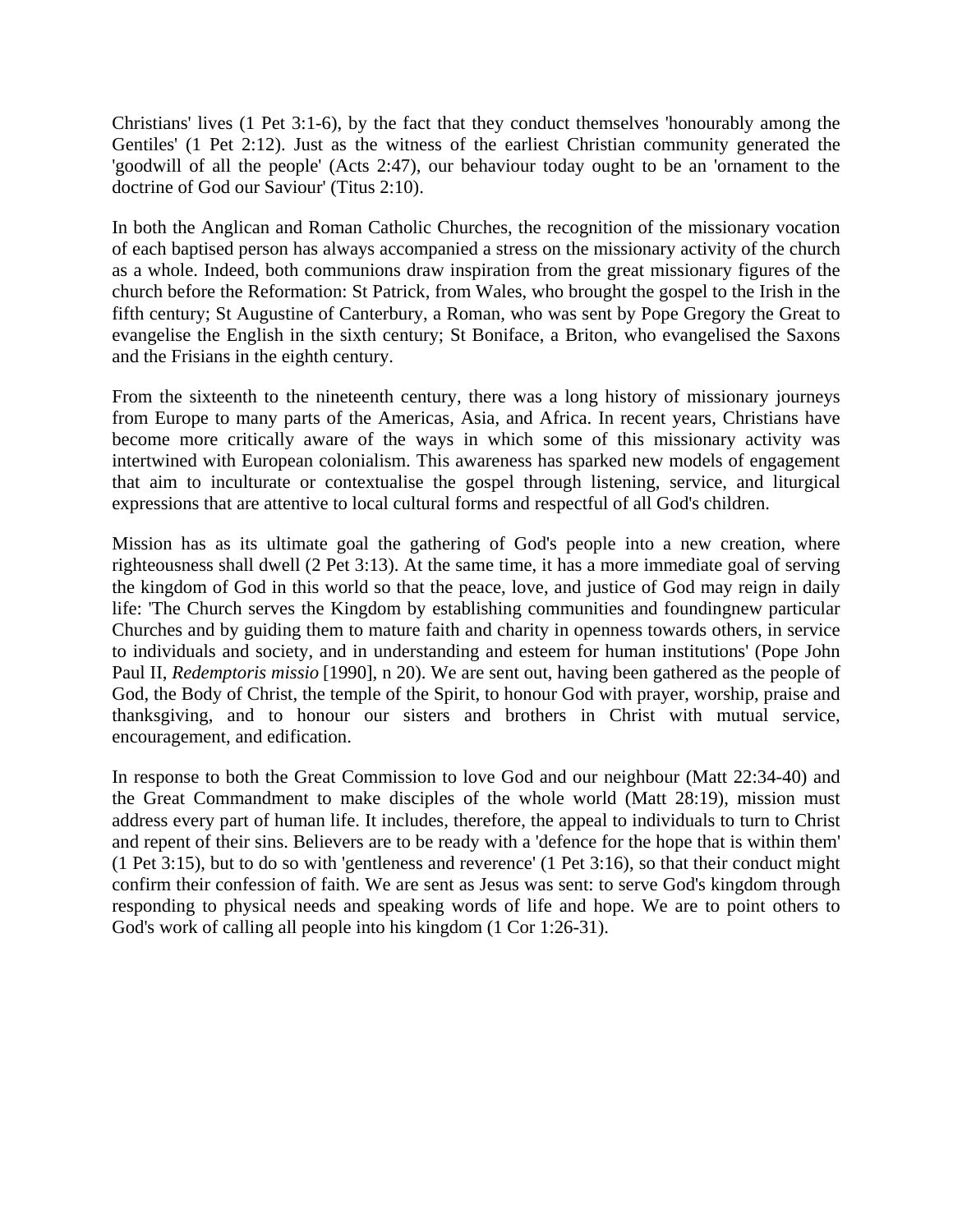Christians' lives (1 Pet 3:1-6), by the fact that they conduct themselves 'honourably among the Gentiles' (1 Pet 2:12). Just as the witness of the earliest Christian community generated the 'goodwill of all the people' (Acts 2:47), our behaviour today ought to be an 'ornament to the doctrine of God our Saviour' (Titus 2:10).

In both the Anglican and Roman Catholic Churches, the recognition of the missionary vocation of each baptised person has always accompanied a stress on the missionary activity of the church as a whole. Indeed, both communions draw inspiration from the great missionary figures of the church before the Reformation: St Patrick, from Wales, who brought the gospel to the Irish in the fifth century; St Augustine of Canterbury, a Roman, who was sent by Pope Gregory the Great to evangelise the English in the sixth century; St Boniface, a Briton, who evangelised the Saxons and the Frisians in the eighth century.

From the sixteenth to the nineteenth century, there was a long history of missionary journeys from Europe to many parts of the Americas, Asia, and Africa. In recent years, Christians have become more critically aware of the ways in which some of this missionary activity was intertwined with European colonialism. This awareness has sparked new models of engagement that aim to inculturate or contextualise the gospel through listening, service, and liturgical expressions that are attentive to local cultural forms and respectful of all God's children.

Mission has as its ultimate goal the gathering of God's people into a new creation, where righteousness shall dwell (2 Pet 3:13). At the same time, it has a more immediate goal of serving the kingdom of God in this world so that the peace, love, and justice of God may reign in daily life: 'The Church serves the Kingdom by establishing communities and foundingnew particular Churches and by guiding them to mature faith and charity in openness towards others, in service to individuals and society, and in understanding and esteem for human institutions' (Pope John Paul II, *Redemptoris missio* [1990], n 20). We are sent out, having been gathered as the people of God, the Body of Christ, the temple of the Spirit, to honour God with prayer, worship, praise and thanksgiving, and to honour our sisters and brothers in Christ with mutual service, encouragement, and edification.

In response to both the Great Commission to love God and our neighbour (Matt 22:34-40) and the Great Commandment to make disciples of the whole world (Matt 28:19), mission must address every part of human life. It includes, therefore, the appeal to individuals to turn to Christ and repent of their sins. Believers are to be ready with a 'defence for the hope that is within them' (1 Pet 3:15), but to do so with 'gentleness and reverence' (1 Pet 3:16), so that their conduct might confirm their confession of faith. We are sent as Jesus was sent: to serve God's kingdom through responding to physical needs and speaking words of life and hope. We are to point others to God's work of calling all people into his kingdom (1 Cor 1:26-31).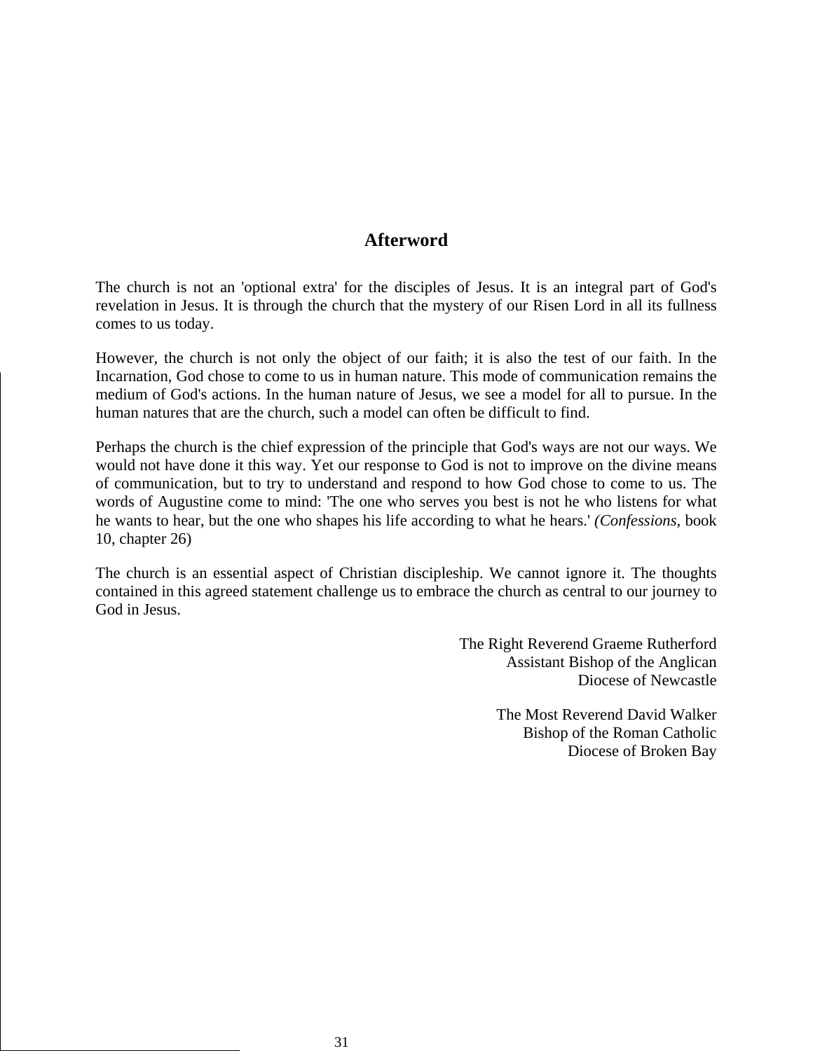## Afterword

The church is not an 'optional extra' for the disciples of Jesus. It is an integral part of God's revelation in Jesus. It is through the church that the mystery of our Risen Lord in all its fullness comes to us today.

However, the church is not only the object of our faith; it is also the test of our faith. In the Incarnation, God chose to come to us in human nature. This mode of communication remains the medium of God's actions. In the human nature of Jesus, we see a model for all to pursue. In the human natures that are the church, such a model can often be difficult to find.

Perhaps the church is the chief expression of the principle that God's ways are not our ways. We would not have done it this way. Yet our response to God is not to improve on the divine means of communication, but to try to understand and respond to how God chose to come to us. The words of Augustine come to mind: 'The one who serves you best is not he who listens for what he wants to hear, but the one who shapes his life according to what he hears.' *(Confessions*, book 10, chapter 26)

The church is an essential aspect of Christian discipleship. We cannot ignore it. The thoughts contained in this agreed statement challenge us to embrace the church as central to our journey to God in Jesus.

The Right Reverend Graeme Rutherford
Assistant Bishop of the Anglican
Diocese of Newcastle

The Most Reverend David Walker
Bishop of the Roman Catholic
Diocese of Broken Bay